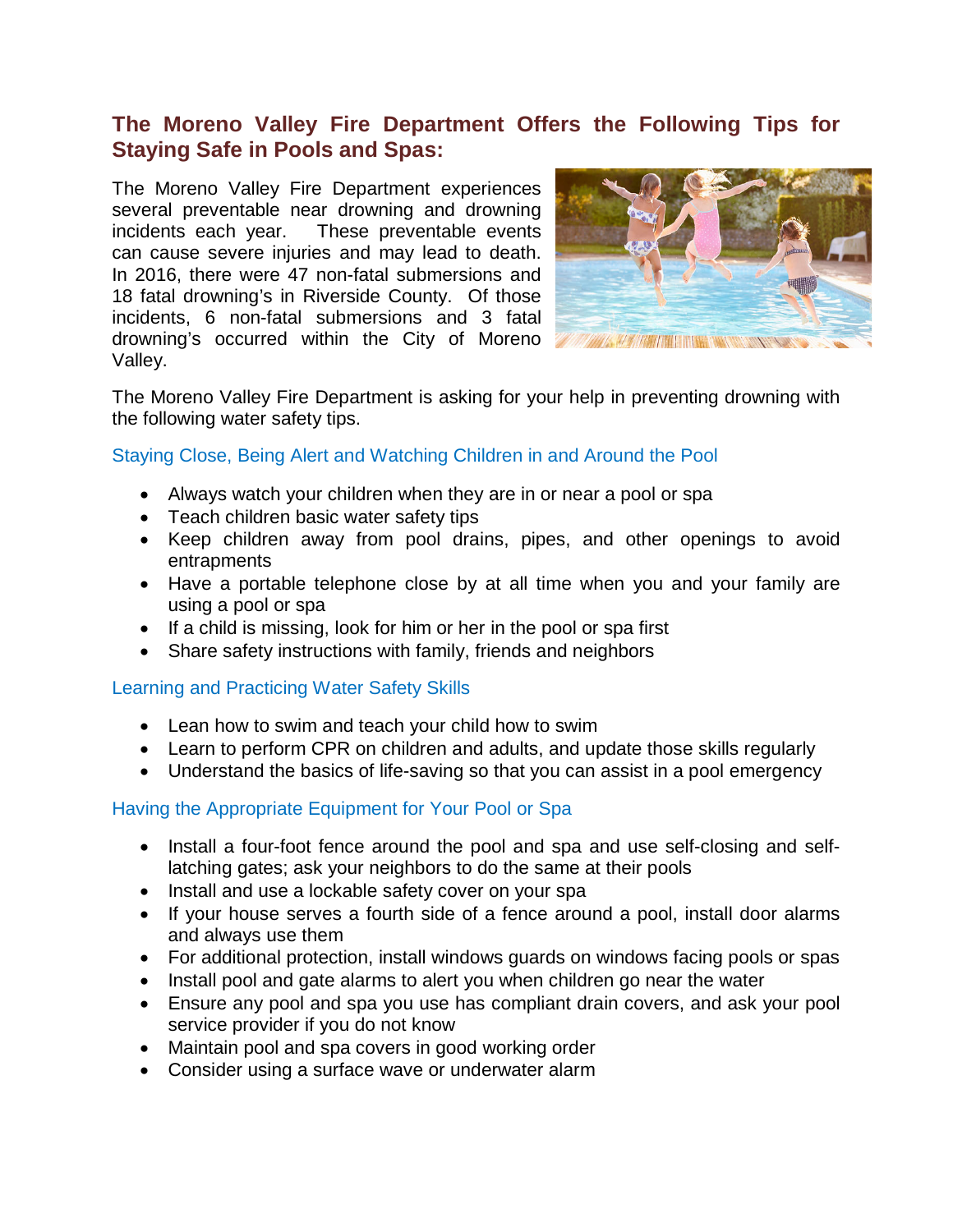## The Moreno Valley Fire Department Offers the Following Tips for Staying Safe in Pools and Spas:

The Moreno Valley Fire Department experiences several preventable near drowning and drowning incidents each year. These preventable events can cause severe injuries and may lead to death. In 2016, there were 47 non-fatal submersions and 18 fatal drowning's in Riverside County. Of those incidents, 6 non-fatal submersions and 3 fatal drowning's occurred within the City of Moreno Valley.

The Moreno Valley Fire Department is asking for your help in preventing drowning with the following water safety tips.

### Staying Close, Being Alert and Watching Children in and Around the Pool

- Always watch your children when they are in or near a pool or spa
- Teach children basic water safety tips
- Keep children away from pool drains, pipes, and other openings to avoid entrapments
- Have a portable telephone close by at all time when you and your family are using a pool or spa
- If a child is missing, look for him or her in the pool or spa first
- Share safety instructions with family, friends and neighbors

### Learning and Practicing Water Safety Skills

- Lean how to swim and teach your child how to swim
- Learn to perform CPR on children and adults, and update those skills regularly
- Understand the basics of life-saving so that you can assist in a pool emergency

### Having the Appropriate Equipment for Your Pool or Spa

- Install a four-foot fence around the pool and spa and use self-closing and self-latching gates; ask your neighbors to do the same at their pools
- Install and use a lockable safety cover on your spa
- If your house serves a fourth side of a fence around a pool, install door alarms and always use them
- For additional protection, install windows guards on windows facing pools or spas
- Install pool and gate alarms to alert you when children go near the water
- Ensure any pool and spa you use has compliant drain covers, and ask your pool service provider if you do not know
- Maintain pool and spa covers in good working order
- Consider using a surface wave or underwater alarm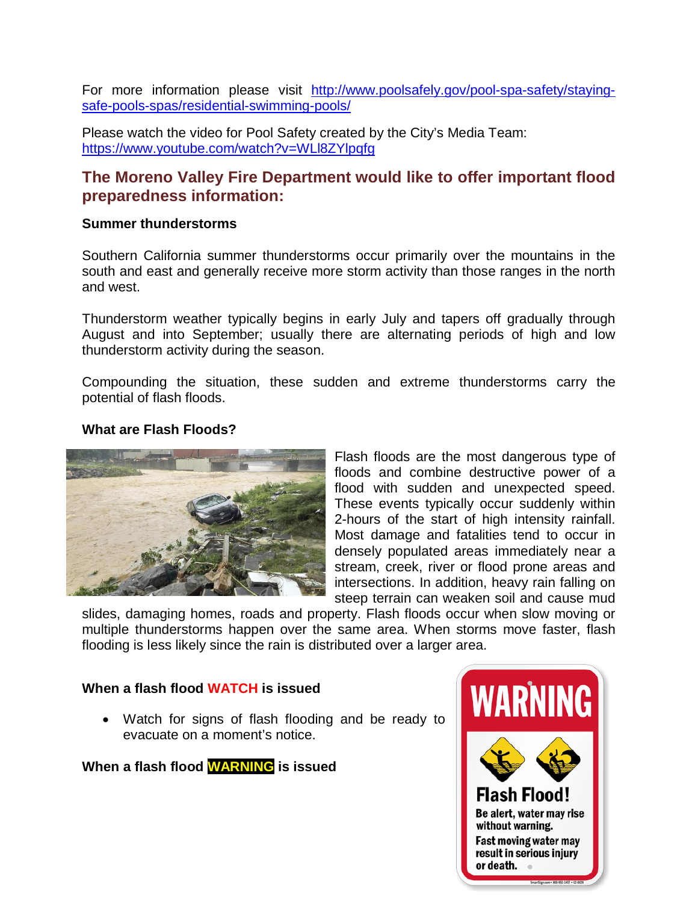For more information please visit [http://www.poolsafely.gov/pool-spa-safety/staying-safe-pools-spas/residential-swimming-pools/](http://www.poolsafely.gov/pool-spa-safety/staying-safe-pools-spas/residential-swimming-pools/)

Please watch the video for Pool Safety created by the City's Media Team: [https://www.youtube.com/watch?v=WLl8ZYlpqfg](https://www.youtube.com/watch?v=WLl8ZYlpqfg)

## The Moreno Valley Fire Department would like to offer important flood preparedness information:

**Summer thunderstorms**

Southern California summer thunderstorms occur primarily over the mountains in the south and east and generally receive more storm activity than those ranges in the north and west.

Thunderstorm weather typically begins in early July and tapers off gradually through August and into September; usually there are alternating periods of high and low thunderstorm activity during the season.

Compounding the situation, these sudden and extreme thunderstorms carry the potential of flash floods.

**What are Flash Floods?**

Flash floods are the most dangerous type of floods and combine destructive power of a flood with sudden and unexpected speed. These events typically occur suddenly within 2-hours of the start of high intensity rainfall. Most damage and fatalities tend to occur in densely populated areas immediately near a stream, creek, river or flood prone areas and intersections. In addition, heavy rain falling on steep terrain can weaken soil and cause mud slides, damaging homes, roads and property. Flash floods occur when slow moving or multiple thunderstorms happen over the same area. When storms move faster, flash flooding is less likely since the rain is distributed over a larger area.

**When a flash flood WATCH is issued**

- Watch for signs of flash flooding and be ready to evacuate on a moment's notice.

**When a flash flood WARNING is issued**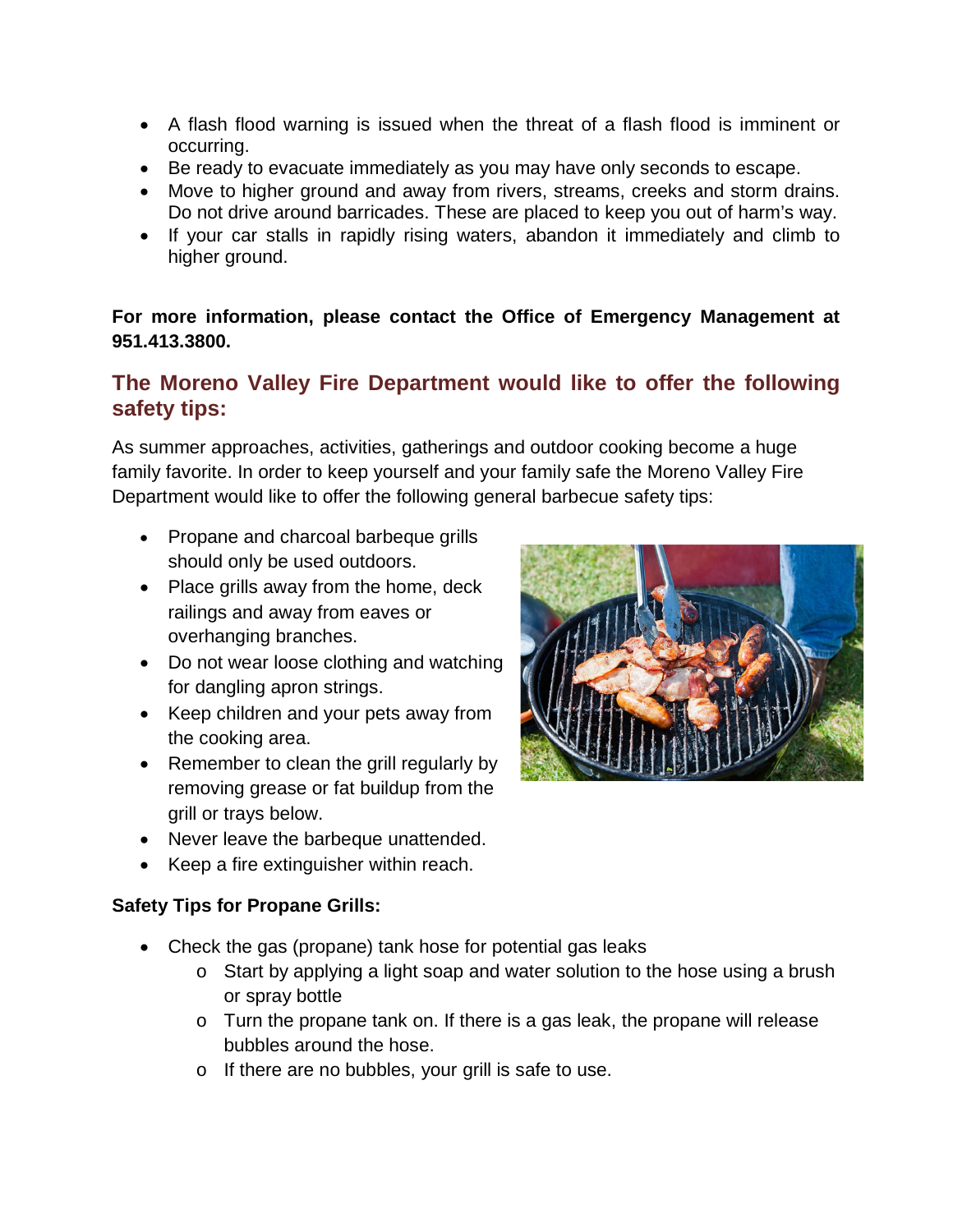- A flash flood warning is issued when the threat of a flash flood is imminent or occurring.
- Be ready to evacuate immediately as you may have only seconds to escape.
- Move to higher ground and away from rivers, streams, creeks and storm drains. Do not drive around barricades. These are placed to keep you out of harm's way.
- If your car stalls in rapidly rising waters, abandon it immediately and climb to higher ground.

**For more information, please contact the Office of Emergency Management at 951.413.3800.**

## The Moreno Valley Fire Department would like to offer the following safety tips:

As summer approaches, activities, gatherings and outdoor cooking become a huge family favorite. In order to keep yourself and your family safe the Moreno Valley Fire Department would like to offer the following general barbecue safety tips:

- Propane and charcoal barbeque grills should only be used outdoors.
- Place grills away from the home, deck railings and away from eaves or overhanging branches.
- Do not wear loose clothing and watching for dangling apron strings.
- Keep children and your pets away from the cooking area.
- Remember to clean the grill regularly by removing grease or fat buildup from the grill or trays below.
- Never leave the barbeque unattended.
- Keep a fire extinguisher within reach.

**Safety Tips for Propane Grills:**

- Check the gas (propane) tank hose for potential gas leaks
  - Start by applying a light soap and water solution to the hose using a brush or spray bottle
  - Turn the propane tank on. If there is a gas leak, the propane will release bubbles around the hose.
  - If there are no bubbles, your grill is safe to use.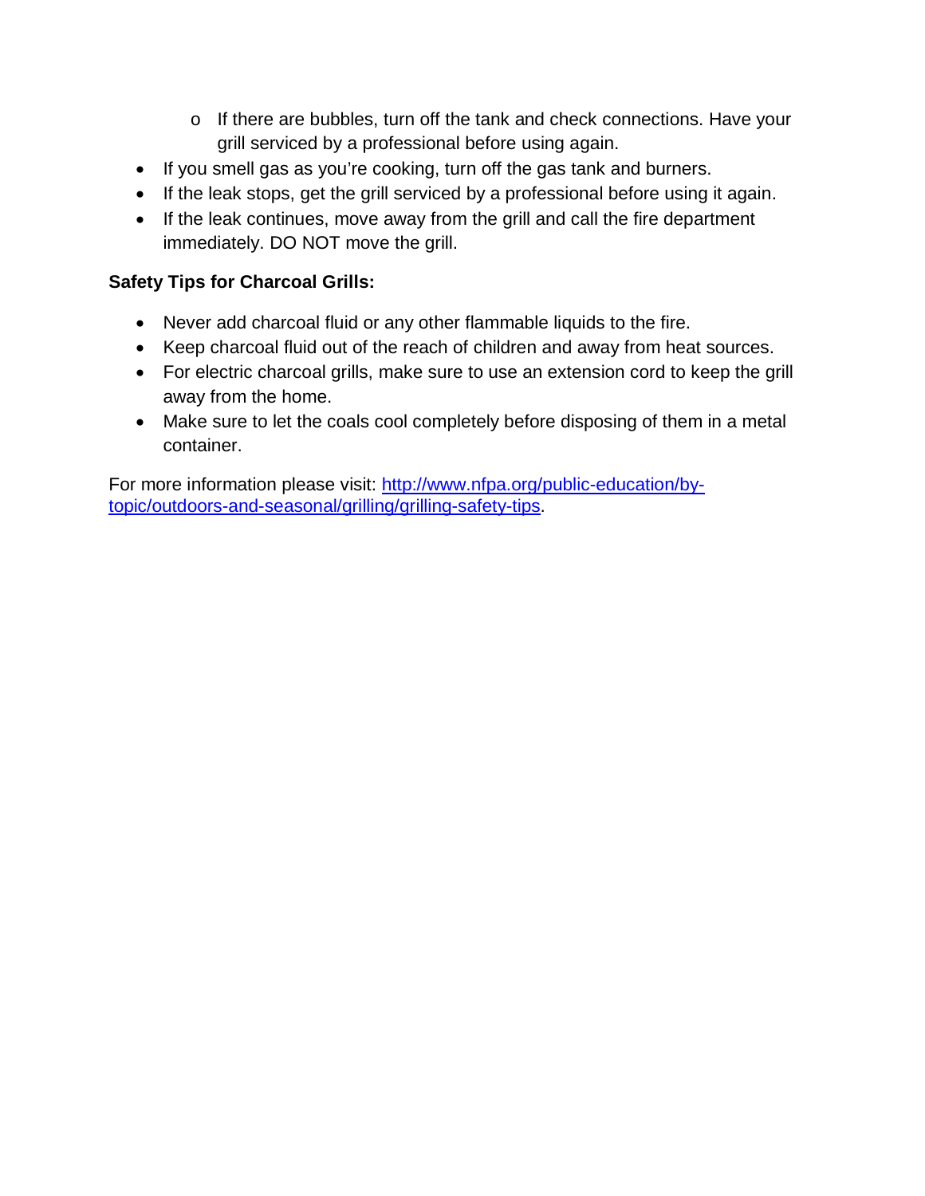- If there are bubbles, turn off the tank and check connections. Have your grill serviced by a professional before using again.
- If you smell gas as you're cooking, turn off the gas tank and burners.
- If the leak stops, get the grill serviced by a professional before using it again.
- If the leak continues, move away from the grill and call the fire department immediately. DO NOT move the grill.

**Safety Tips for Charcoal Grills:**

- Never add charcoal fluid or any other flammable liquids to the fire.
- Keep charcoal fluid out of the reach of children and away from heat sources.
- For electric charcoal grills, make sure to use an extension cord to keep the grill away from the home.
- Make sure to let the coals cool completely before disposing of them in a metal container.

For more information please visit: [http://www.nfpa.org/public-education/by-topic/outdoors-and-seasonal/grilling/grilling-safety-tips](http://www.nfpa.org/public-education/by-topic/outdoors-and-seasonal/grilling/grilling-safety-tips).